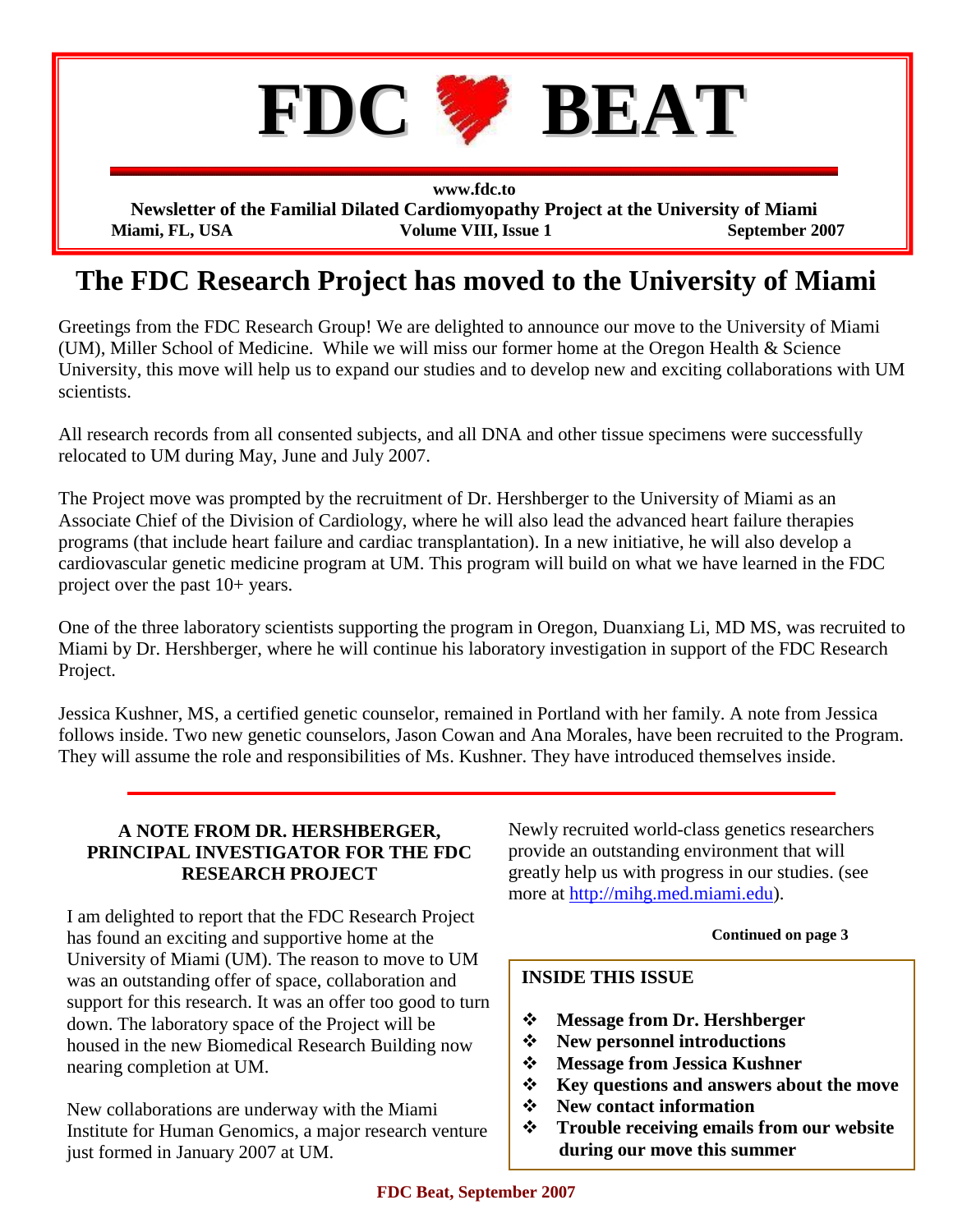# FDC BEAT

www.fdc.to

**Newsletter of the Familial Dilated Cardiomyopathy Project at the University of Miami**

**Miami, FL, USA** | **Volume VIII, Issue 1** | **September 2007**

## The FDC Research Project has moved to the University of Miami

Greetings from the FDC Research Group! We are delighted to announce our move to the University of Miami (UM), Miller School of Medicine. While we will miss our former home at the Oregon Health & Science University, this move will help us to expand our studies and to develop new and exciting collaborations with UM scientists.

All research records from all consented subjects, and all DNA and other tissue specimens were successfully relocated to UM during May, June and July 2007.

The Project move was prompted by the recruitment of Dr. Hershberger to the University of Miami as an Associate Chief of the Division of Cardiology, where he will also lead the advanced heart failure therapies programs (that include heart failure and cardiac transplantation). In a new initiative, he will also develop a cardiovascular genetic medicine program at UM. This program will build on what we have learned in the FDC project over the past 10+ years.

One of the three laboratory scientists supporting the program in Oregon, Duanxiang Li, MD MS, was recruited to Miami by Dr. Hershberger, where he will continue his laboratory investigation in support of the FDC Research Project.

Jessica Kushner, MS, a certified genetic counselor, remained in Portland with her family. A note from Jessica follows inside. Two new genetic counselors, Jason Cowan and Ana Morales, have been recruited to the Program. They will assume the role and responsibilities of Ms. Kushner. They have introduced themselves inside.

### A NOTE FROM DR. HERSHBERGER, PRINCIPAL INVESTIGATOR FOR THE FDC RESEARCH PROJECT

I am delighted to report that the FDC Research Project has found an exciting and supportive home at the University of Miami (UM). The reason to move to UM was an outstanding offer of space, collaboration and support for this research. It was an offer too good to turn down. The laboratory space of the Project will be housed in the new Biomedical Research Building now nearing completion at UM.

New collaborations are underway with the Miami Institute for Human Genomics, a major research venture just formed in January 2007 at UM. Newly recruited world-class genetics researchers provide an outstanding environment that will greatly help us with progress in our studies. (see more at http://mihg.med.miami.edu).

**Continued on page 3**

**INSIDE THIS ISSUE**

- **Message from Dr. Hershberger**
- **New personnel introductions**
- **Message from Jessica Kushner**
- **Key questions and answers about the move**
- **New contact information**
- **Trouble receiving emails from our website during our move this summer**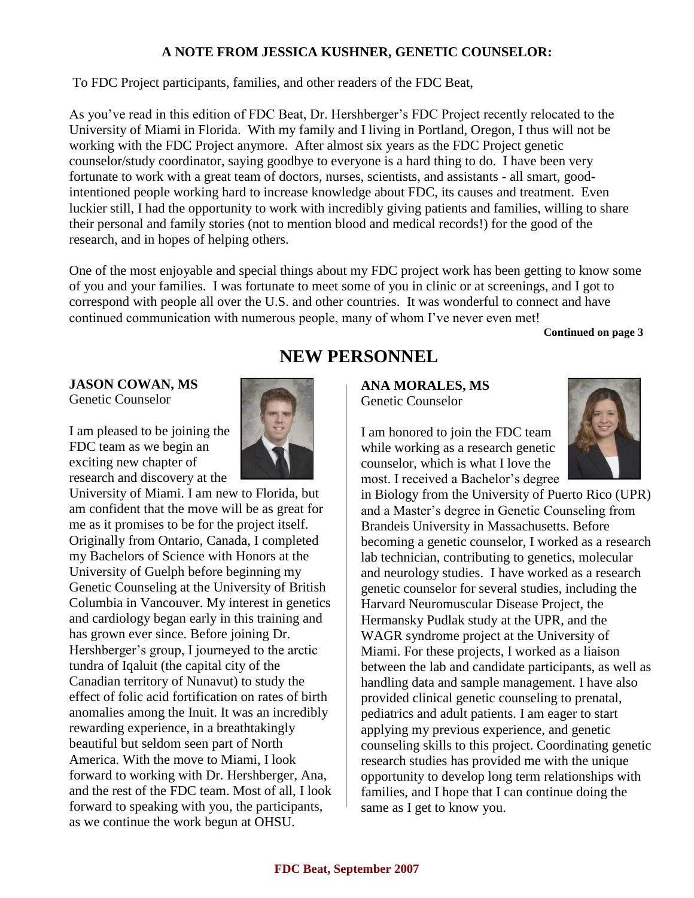**A NOTE FROM JESSICA KUSHNER, GENETIC COUNSELOR:**

To FDC Project participants, families, and other readers of the FDC Beat,

As you've read in this edition of FDC Beat, Dr. Hershberger's FDC Project recently relocated to the University of Miami in Florida. With my family and I living in Portland, Oregon, I thus will not be working with the FDC Project anymore. After almost six years as the FDC Project genetic counselor/study coordinator, saying goodbye to everyone is a hard thing to do. I have been very fortunate to work with a great team of doctors, nurses, scientists, and assistants - all smart, good-intentioned people working hard to increase knowledge about FDC, its causes and treatment. Even luckier still, I had the opportunity to work with incredibly giving patients and families, willing to share their personal and family stories (not to mention blood and medical records!) for the good of the research, and in hopes of helping others.

One of the most enjoyable and special things about my FDC project work has been getting to know some of you and your families. I was fortunate to meet some of you in clinic or at screenings, and I got to correspond with people all over the U.S. and other countries. It was wonderful to connect and have continued communication with numerous people, many of whom I've never even met!

**Continued on page 3**

# NEW PERSONNEL

**JASON COWAN, MS**
Genetic Counselor

I am pleased to be joining the FDC team as we begin an exciting new chapter of research and discovery at the University of Miami. I am new to Florida, but am confident that the move will be as great for me as it promises to be for the project itself. Originally from Ontario, Canada, I completed my Bachelors of Science with Honors at the University of Guelph before beginning my Genetic Counseling at the University of British Columbia in Vancouver. My interest in genetics and cardiology began early in this training and has grown ever since. Before joining Dr. Hershberger's group, I journeyed to the arctic tundra of Iqaluit (the capital city of the Canadian territory of Nunavut) to study the effect of folic acid fortification on rates of birth anomalies among the Inuit. It was an incredibly rewarding experience, in a breathtakingly beautiful but seldom seen part of North America. With the move to Miami, I look forward to working with Dr. Hershberger, Ana, and the rest of the FDC team. Most of all, I look forward to speaking with you, the participants, as we continue the work begun at OHSU.

**ANA MORALES, MS**
Genetic Counselor

I am honored to join the FDC team while working as a research genetic counselor, which is what I love the most. I received a Bachelor's degree in Biology from the University of Puerto Rico (UPR) and a Master's degree in Genetic Counseling from Brandeis University in Massachusetts. Before becoming a genetic counselor, I worked as a research lab technician, contributing to genetics, molecular and neurology studies. I have worked as a research genetic counselor for several studies, including the Harvard Neuromuscular Disease Project, the Hermansky Pudlak study at the UPR, and the WAGR syndrome project at the University of Miami. For these projects, I worked as a liaison between the lab and candidate participants, as well as handling data and sample management. I have also provided clinical genetic counseling to prenatal, pediatrics and adult patients. I am eager to start applying my previous experience, and genetic counseling skills to this project. Coordinating genetic research studies has provided me with the unique opportunity to develop long term relationships with families, and I hope that I can continue doing the same as I get to know you.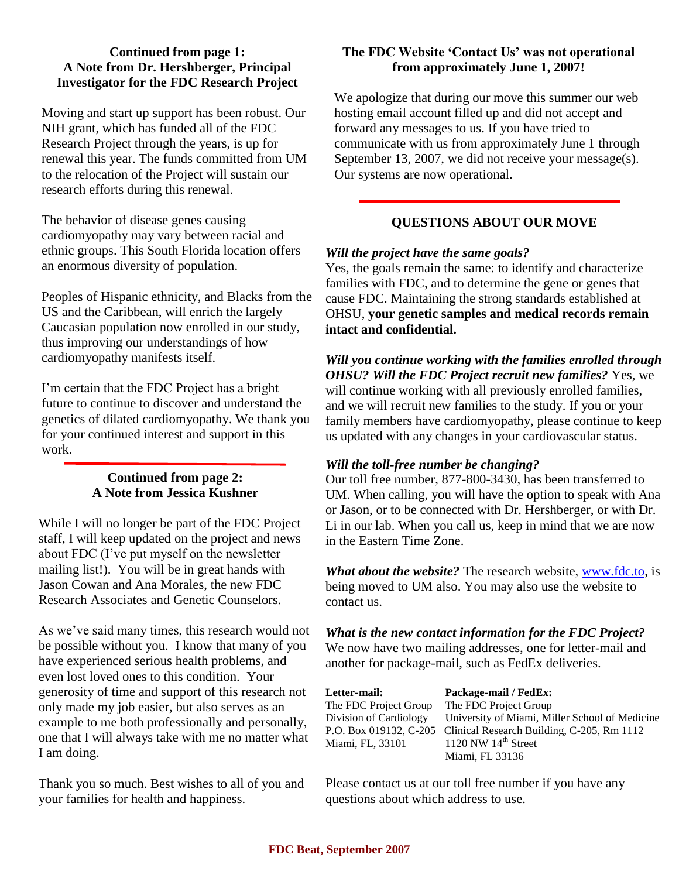### Continued from page 1: A Note from Dr. Hershberger, Principal Investigator for the FDC Research Project

Moving and start up support has been robust. Our NIH grant, which has funded all of the FDC Research Project through the years, is up for renewal this year. The funds committed from UM to the relocation of the Project will sustain our research efforts during this renewal.

The behavior of disease genes causing cardiomyopathy may vary between racial and ethnic groups. This South Florida location offers an enormous diversity of population.

Peoples of Hispanic ethnicity, and Blacks from the US and the Caribbean, will enrich the largely Caucasian population now enrolled in our study, thus improving our understandings of how cardiomyopathy manifests itself.

I'm certain that the FDC Project has a bright future to continue to discover and understand the genetics of dilated cardiomyopathy. We thank you for your continued interest and support in this work.

### Continued from page 2: A Note from Jessica Kushner

While I will no longer be part of the FDC Project staff, I will keep updated on the project and news about FDC (I've put myself on the newsletter mailing list!). You will be in great hands with Jason Cowan and Ana Morales, the new FDC Research Associates and Genetic Counselors.

As we've said many times, this research would not be possible without you. I know that many of you have experienced serious health problems, and even lost loved ones to this condition. Your generosity of time and support of this research not only made my job easier, but also serves as an example to me both professionally and personally, one that I will always take with me no matter what I am doing.

Thank you so much. Best wishes to all of you and your families for health and happiness.

### The FDC Website 'Contact Us' was not operational from approximately June 1, 2007!

We apologize that during our move this summer our web hosting email account filled up and did not accept and forward any messages to us. If you have tried to communicate with us from approximately June 1 through September 13, 2007, we did not receive your message(s). Our systems are now operational.

### QUESTIONS ABOUT OUR MOVE

***Will the project have the same goals?***
Yes, the goals remain the same: to identify and characterize families with FDC, and to determine the gene or genes that cause FDC. Maintaining the strong standards established at OHSU, **your genetic samples and medical records remain intact and confidential.**

***Will you continue working with the families enrolled through OHSU? Will the FDC Project recruit new families?*** Yes, we will continue working with all previously enrolled families, and we will recruit new families to the study. If you or your family members have cardiomyopathy, please continue to keep us updated with any changes in your cardiovascular status.

***Will the toll-free number be changing?***
Our toll free number, 877-800-3430, has been transferred to UM. When calling, you will have the option to speak with Ana or Jason, or to be connected with Dr. Hershberger, or with Dr. Li in our lab. When you call us, keep in mind that we are now in the Eastern Time Zone.

***What about the website?*** The research website, www.fdc.to, is being moved to UM also. You may also use the website to contact us.

***What is the new contact information for the FDC Project?***
We now have two mailing addresses, one for letter-mail and another for package-mail, such as FedEx deliveries.

**Letter-mail:**
The FDC Project Group
Division of Cardiology
P.O. Box 019132, C-205
Miami, FL, 33101

**Package-mail / FedEx:**
The FDC Project Group
University of Miami, Miller School of Medicine
Clinical Research Building, C-205, Rm 1112
1120 NW 14th Street
Miami, FL 33136

Please contact us at our toll free number if you have any questions about which address to use.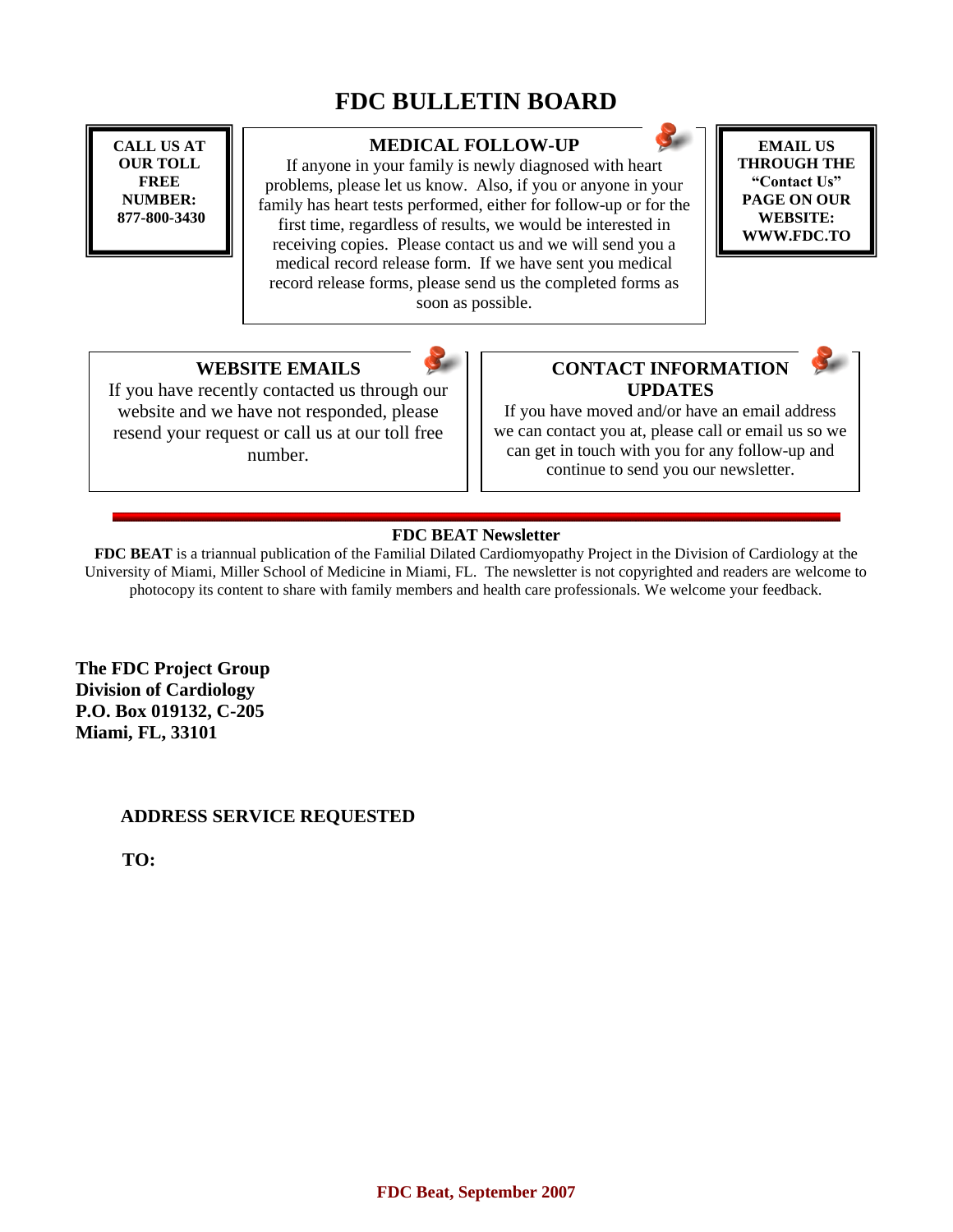# FDC BULLETIN BOARD

**CALL US AT OUR TOLL FREE NUMBER: 877-800-3430**

### MEDICAL FOLLOW-UP

If anyone in your family is newly diagnosed with heart problems, please let us know. Also, if you or anyone in your family has heart tests performed, either for follow-up or for the first time, regardless of results, we would be interested in receiving copies. Please contact us and we will send you a medical record release form. If we have sent you medical record release forms, please send us the completed forms as soon as possible.

**EMAIL US THROUGH THE "Contact Us" PAGE ON OUR WEBSITE: WWW.FDC.TO**

### WEBSITE EMAILS

If you have recently contacted us through our website and we have not responded, please resend your request or call us at our toll free number.

### CONTACT INFORMATION UPDATES

If you have moved and/or have an email address we can contact you at, please call or email us so we can get in touch with you for any follow-up and continue to send you our newsletter.

---

**FDC BEAT Newsletter**

**FDC BEAT** is a triannual publication of the Familial Dilated Cardiomyopathy Project in the Division of Cardiology at the University of Miami, Miller School of Medicine in Miami, FL. The newsletter is not copyrighted and readers are welcome to photocopy its content to share with family members and health care professionals. We welcome your feedback.

**The FDC Project Group**
**Division of Cardiology**
**P.O. Box 019132, C-205**
**Miami, FL, 33101**

**ADDRESS SERVICE REQUESTED**

**TO:**